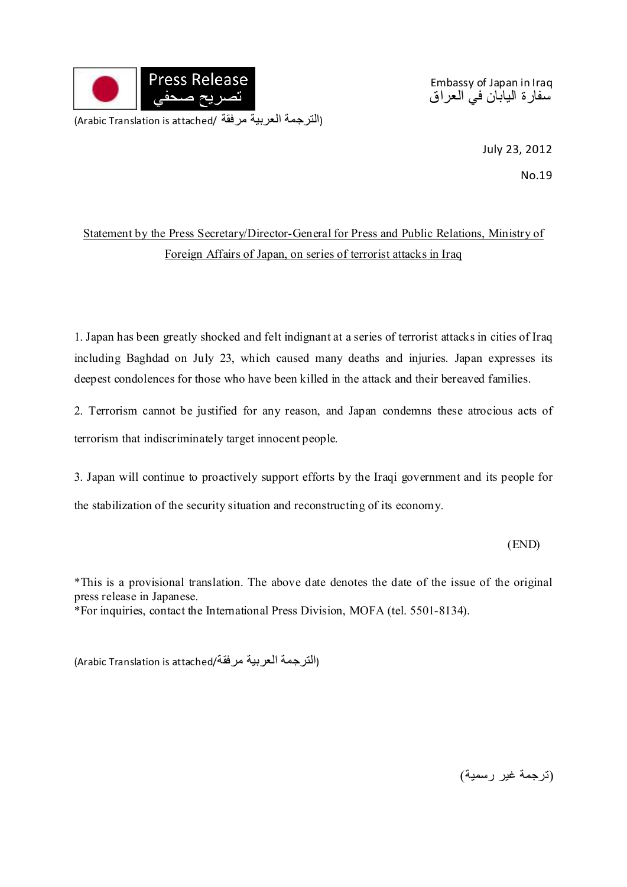Press Release
تصريح صحفي

Embassy of Japan in Iraq
سفارة اليابان في العراق

(Arabic Translation is attached/ الترجمة العربية مرفقة)

July 23, 2012

No.19

## Statement by the Press Secretary/Director-General for Press and Public Relations, Ministry of Foreign Affairs of Japan, on series of terrorist attacks in Iraq

1. Japan has been greatly shocked and felt indignant at a series of terrorist attacks in cities of Iraq including Baghdad on July 23, which caused many deaths and injuries. Japan expresses its deepest condolences for those who have been killed in the attack and their bereaved families.

2. Terrorism cannot be justified for any reason, and Japan condemns these atrocious acts of terrorism that indiscriminately target innocent people.

3. Japan will continue to proactively support efforts by the Iraqi government and its people for the stabilization of the security situation and reconstructing of its economy.

(END)

*This is a provisional translation. The above date denotes the date of the issue of the original press release in Japanese.
*For inquiries, contact the International Press Division, MOFA (tel. 5501-8134).

(Arabic Translation is attached/الترجمة العربية مرفقة)

(ترجمة غير رسمية)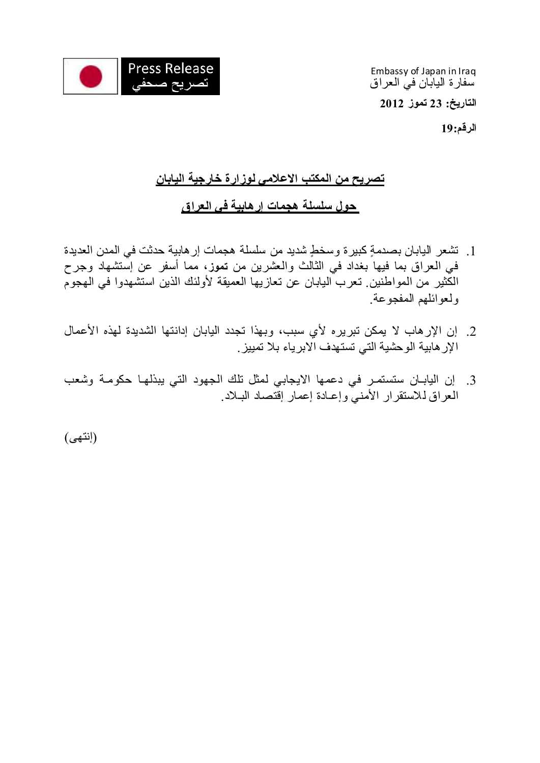Press Release
تصريح صحفي

Embassy of Japan in Iraq
سفارة اليابان في العراق

**التاريخ: 23 تموز 2012**

**الرقم:19**

## تصريح من المكتب الاعلامي لوزارة خارجية اليابان

## حول سلسلة هجمات إرهابية في العراق

1. تشعر اليابان بصدمةٍ كبيرة وسخطٍ شديد من سلسلة هجمات إرهابية حدثت في المدن العديدة في العراق بما فيها بغداد في الثالث والعشرين من **تموز**، مما أسفر عن إستشهاد وجرح الكثير من المواطنين. تعرب اليابان عن تعازيها العميقة لأولئك الذين استشهدوا في الهجوم ولعوائلهم المفجوعة.

2. إن الإرهاب لا يمكن تبريره لأي سبب، وبهذا تجدد اليابان إدانتها الشديدة لهذه الأعمال الإرهابية الوحشية التي تستهدف الابرياء بلا تمييز.

3. إن اليابان ستستمر في دعمها الايجابي لمثل تلك الجهود التي يبذلها حكومة وشعب العراق للاستقرار الأمني وإعادة إعمار إقتصاد البلاد.

(إنتهى)